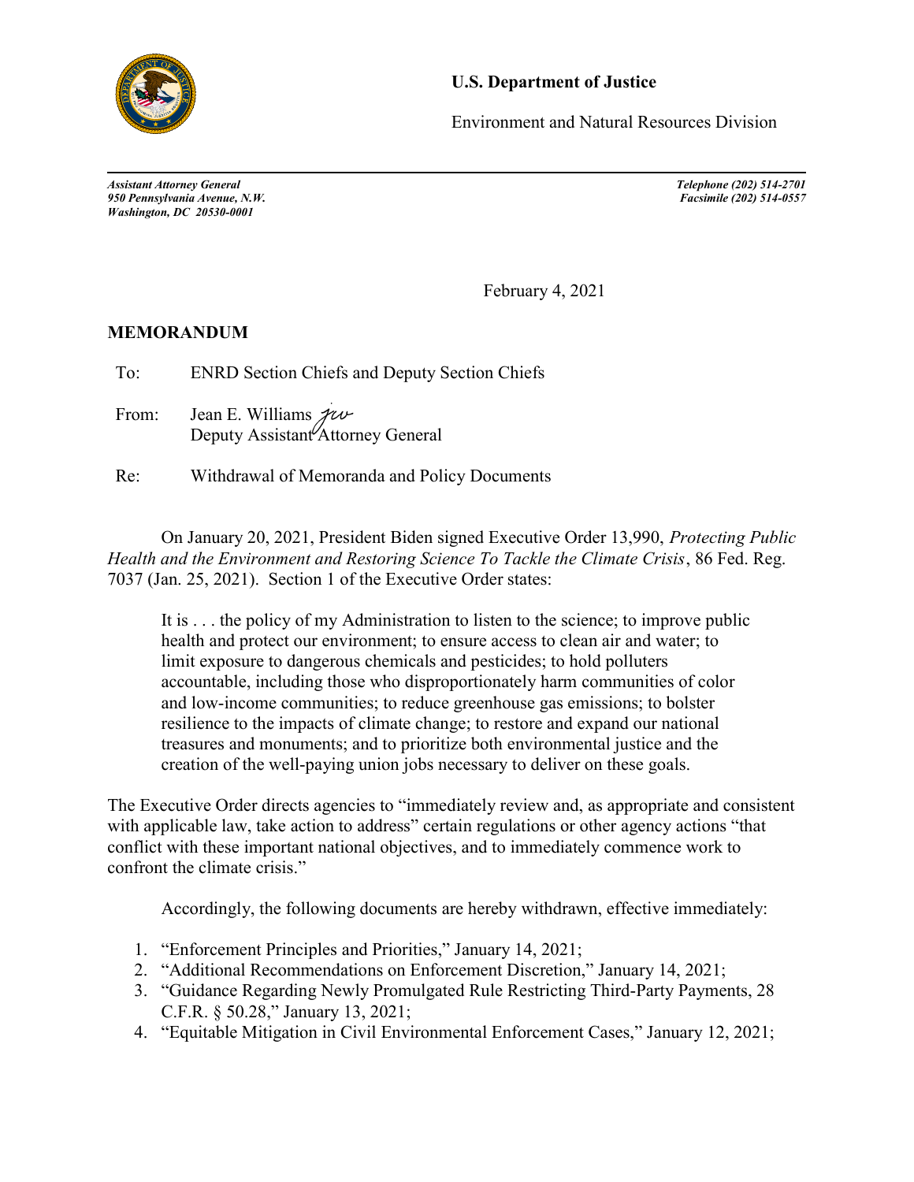**U.S. Department of Justice**

Environment and Natural Resources Division

*Assistant Attorney General*
*950 Pennsylvania Avenue, N.W.*
*Washington, DC 20530-0001*

*Telephone (202) 514-2701*
*Facsimile (202) 514-0557*

February 4, 2021

**MEMORANDUM**

To: ENRD Section Chiefs and Deputy Section Chiefs

From: Jean E. Williams *jew*
Deputy Assistant Attorney General

Re: Withdrawal of Memoranda and Policy Documents

On January 20, 2021, President Biden signed Executive Order 13,990, *Protecting Public Health and the Environment and Restoring Science To Tackle the Climate Crisis*, 86 Fed. Reg. 7037 (Jan. 25, 2021). Section 1 of the Executive Order states:

> It is . . . the policy of my Administration to listen to the science; to improve public health and protect our environment; to ensure access to clean air and water; to limit exposure to dangerous chemicals and pesticides; to hold polluters accountable, including those who disproportionately harm communities of color and low-income communities; to reduce greenhouse gas emissions; to bolster resilience to the impacts of climate change; to restore and expand our national treasures and monuments; and to prioritize both environmental justice and the creation of the well-paying union jobs necessary to deliver on these goals.

The Executive Order directs agencies to "immediately review and, as appropriate and consistent with applicable law, take action to address" certain regulations or other agency actions "that conflict with these important national objectives, and to immediately commence work to confront the climate crisis."

Accordingly, the following documents are hereby withdrawn, effective immediately:

1. "Enforcement Principles and Priorities," January 14, 2021;
2. "Additional Recommendations on Enforcement Discretion," January 14, 2021;
3. "Guidance Regarding Newly Promulgated Rule Restricting Third-Party Payments, 28 C.F.R. § 50.28," January 13, 2021;
4. "Equitable Mitigation in Civil Environmental Enforcement Cases," January 12, 2021;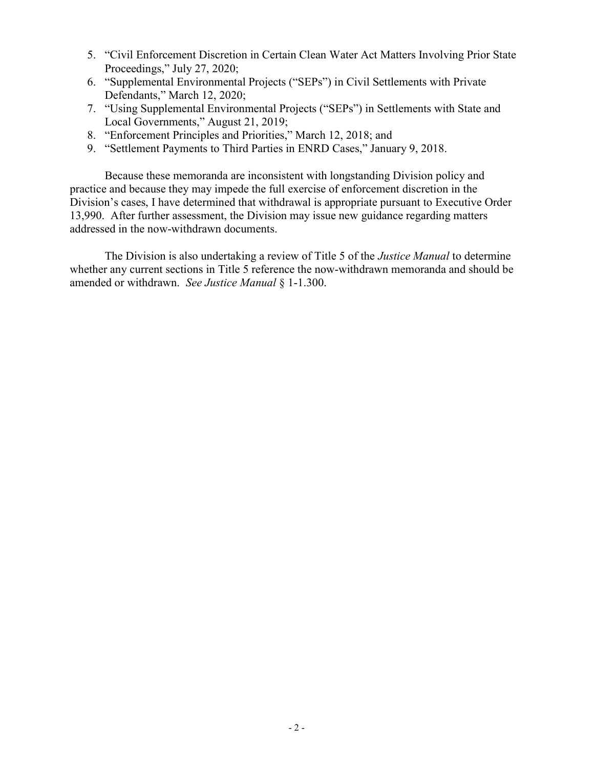5. "Civil Enforcement Discretion in Certain Clean Water Act Matters Involving Prior State Proceedings," July 27, 2020;
6. "Supplemental Environmental Projects ("SEPs") in Civil Settlements with Private Defendants," March 12, 2020;
7. "Using Supplemental Environmental Projects ("SEPs") in Settlements with State and Local Governments," August 21, 2019;
8. "Enforcement Principles and Priorities," March 12, 2018; and
9. "Settlement Payments to Third Parties in ENRD Cases," January 9, 2018.

Because these memoranda are inconsistent with longstanding Division policy and practice and because they may impede the full exercise of enforcement discretion in the Division's cases, I have determined that withdrawal is appropriate pursuant to Executive Order 13,990. After further assessment, the Division may issue new guidance regarding matters addressed in the now-withdrawn documents.

The Division is also undertaking a review of Title 5 of the *Justice Manual* to determine whether any current sections in Title 5 reference the now-withdrawn memoranda and should be amended or withdrawn. *See Justice Manual* § 1-1.300.